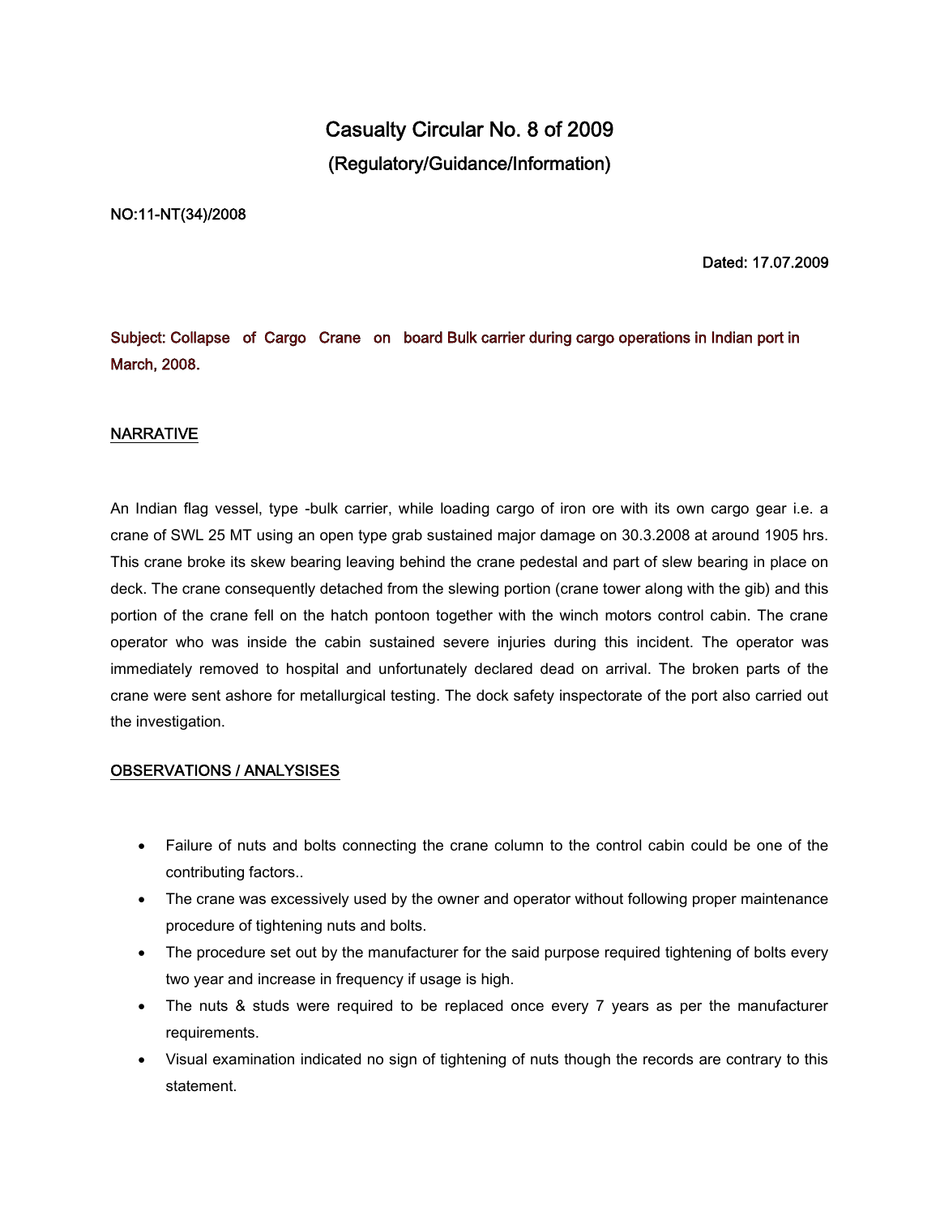# Casualty Circular No. 8 of 2009

## (Regulatory/Guidance/Information)

**NO:11-NT(34)/2008**

**Dated: 17.07.2009**

**Subject: Collapse of Cargo Crane on board Bulk carrier during cargo operations in Indian port in March, 2008.**

## NARRATIVE

An Indian flag vessel, type -bulk carrier, while loading cargo of iron ore with its own cargo gear i.e. a crane of SWL 25 MT using an open type grab sustained major damage on 30.3.2008 at around 1905 hrs. This crane broke its skew bearing leaving behind the crane pedestal and part of slew bearing in place on deck. The crane consequently detached from the slewing portion (crane tower along with the gib) and this portion of the crane fell on the hatch pontoon together with the winch motors control cabin. The crane operator who was inside the cabin sustained severe injuries during this incident. The operator was immediately removed to hospital and unfortunately declared dead on arrival. The broken parts of the crane were sent ashore for metallurgical testing. The dock safety inspectorate of the port also carried out the investigation.

## OBSERVATIONS / ANALYSISES

- Failure of nuts and bolts connecting the crane column to the control cabin could be one of the contributing factors..
- The crane was excessively used by the owner and operator without following proper maintenance procedure of tightening nuts and bolts.
- The procedure set out by the manufacturer for the said purpose required tightening of bolts every two year and increase in frequency if usage is high.
- The nuts & studs were required to be replaced once every 7 years as per the manufacturer requirements.
- Visual examination indicated no sign of tightening of nuts though the records are contrary to this statement.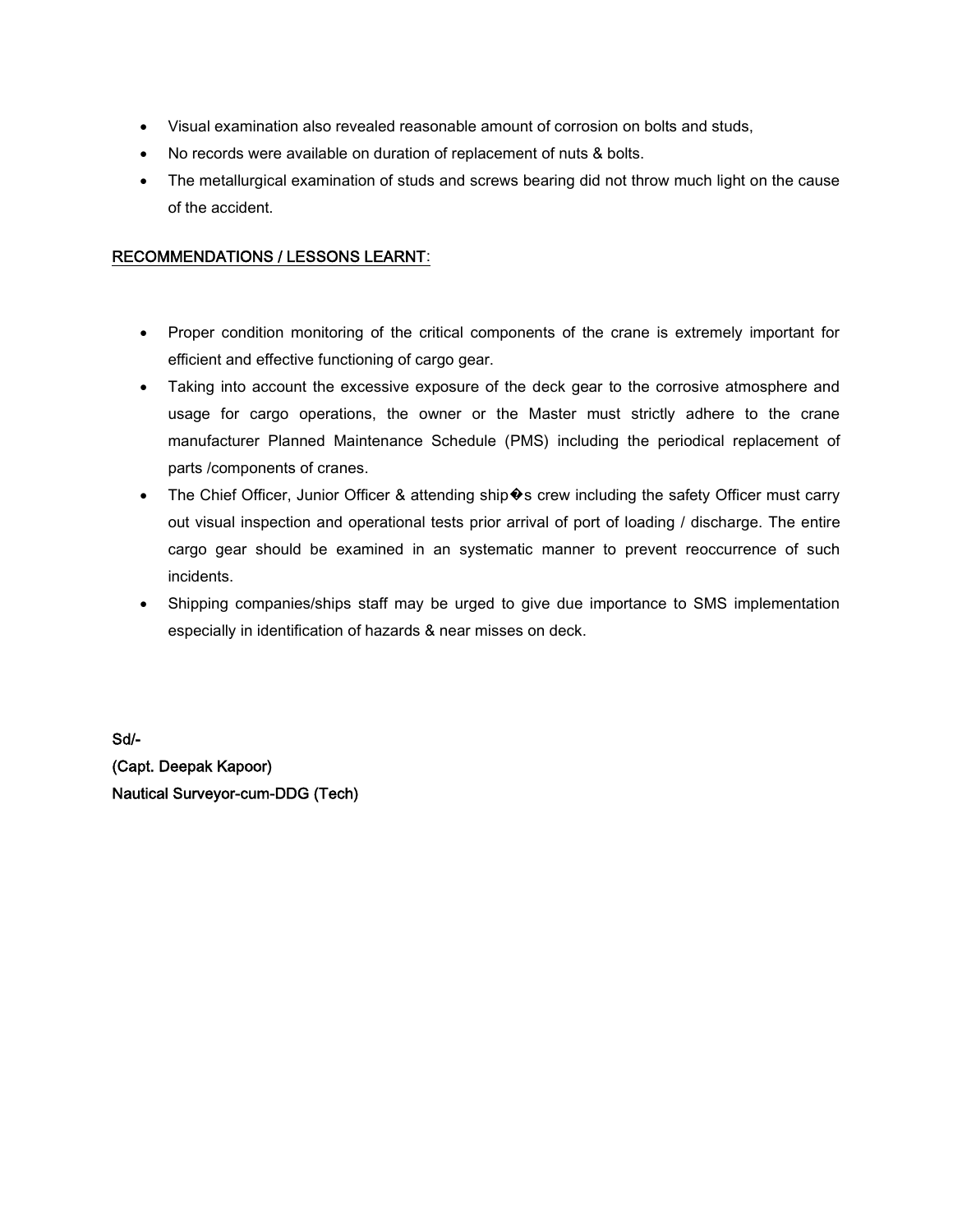- Visual examination also revealed reasonable amount of corrosion on bolts and studs,
- No records were available on duration of replacement of nuts & bolts.
- The metallurgical examination of studs and screws bearing did not throw much light on the cause of the accident.

<u>RECOMMENDATIONS / LESSONS LEARNT</u>:

- Proper condition monitoring of the critical components of the crane is extremely important for efficient and effective functioning of cargo gear.
- Taking into account the excessive exposure of the deck gear to the corrosive atmosphere and usage for cargo operations, the owner or the Master must strictly adhere to the crane manufacturer Planned Maintenance Schedule (PMS) including the periodical replacement of parts /components of cranes.
- The Chief Officer, Junior Officer & attending ship�s crew including the safety Officer must carry out visual inspection and operational tests prior arrival of port of loading / discharge. The entire cargo gear should be examined in an systematic manner to prevent reoccurrence of such incidents.
- Shipping companies/ships staff may be urged to give due importance to SMS implementation especially in identification of hazards & near misses on deck.

Sd/-
(Capt. Deepak Kapoor)
Nautical Surveyor-cum-DDG (Tech)